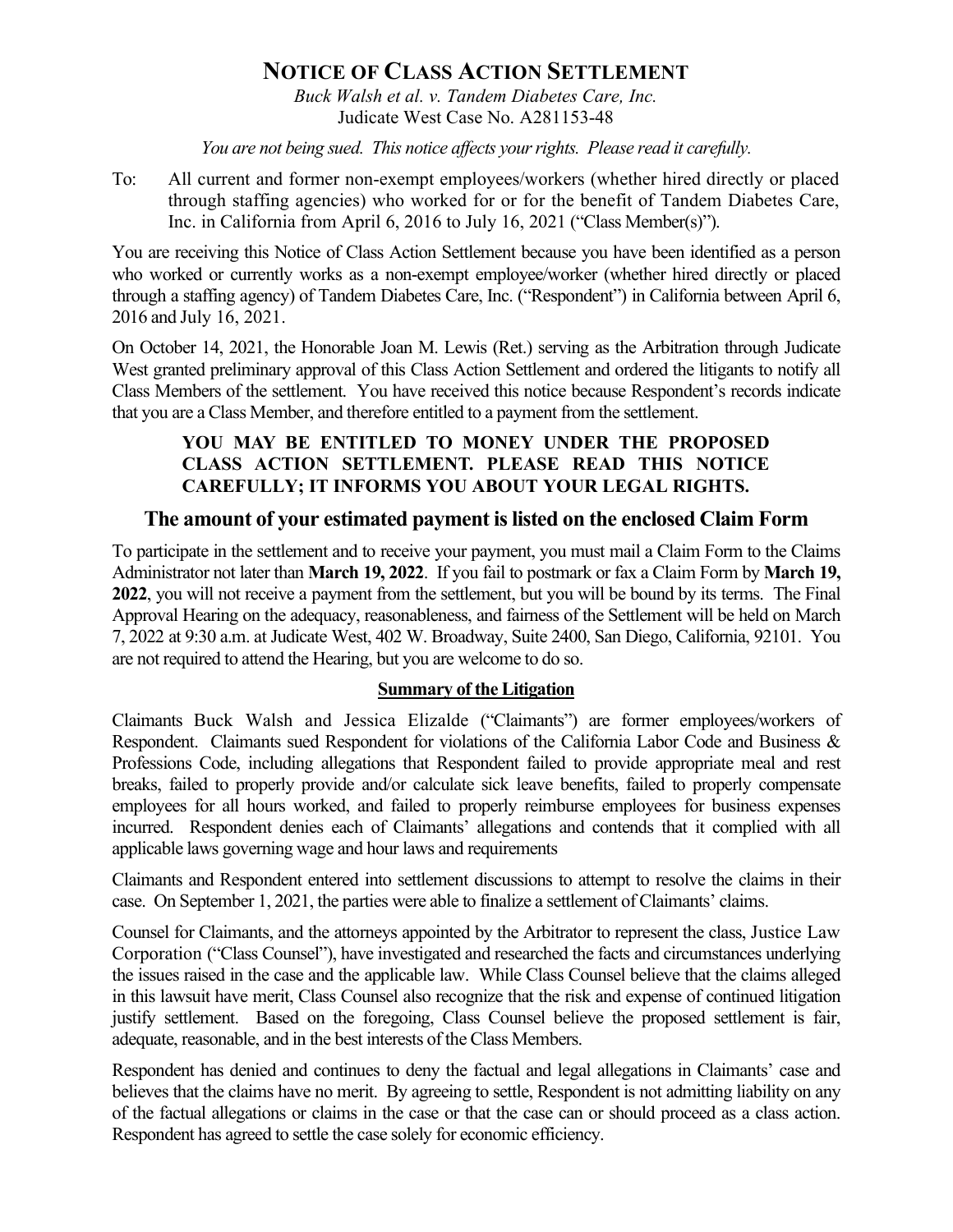# NOTICE OF CLASS ACTION SETTLEMENT

*Buck Walsh et al. v. Tandem Diabetes Care, Inc.*
Judicate West Case No. A281153-48

*You are not being sued. This notice affects your rights. Please read it carefully.*

To: All current and former non-exempt employees/workers (whether hired directly or placed through staffing agencies) who worked for or for the benefit of Tandem Diabetes Care, Inc. in California from April 6, 2016 to July 16, 2021 ("Class Member(s)").

You are receiving this Notice of Class Action Settlement because you have been identified as a person who worked or currently works as a non-exempt employee/worker (whether hired directly or placed through a staffing agency) of Tandem Diabetes Care, Inc. ("Respondent") in California between April 6, 2016 and July 16, 2021.

On October 14, 2021, the Honorable Joan M. Lewis (Ret.) serving as the Arbitration through Judicate West granted preliminary approval of this Class Action Settlement and ordered the litigants to notify all Class Members of the settlement. You have received this notice because Respondent's records indicate that you are a Class Member, and therefore entitled to a payment from the settlement.

**YOU MAY BE ENTITLED TO MONEY UNDER THE PROPOSED CLASS ACTION SETTLEMENT. PLEASE READ THIS NOTICE CAREFULLY; IT INFORMS YOU ABOUT YOUR LEGAL RIGHTS.**

## The amount of your estimated payment is listed on the enclosed Claim Form

To participate in the settlement and to receive your payment, you must mail a Claim Form to the Claims Administrator not later than **March 19, 2022**. If you fail to postmark or fax a Claim Form by **March 19, 2022**, you will not receive a payment from the settlement, but you will be bound by its terms. The Final Approval Hearing on the adequacy, reasonableness, and fairness of the Settlement will be held on March 7, 2022 at 9:30 a.m. at Judicate West, 402 W. Broadway, Suite 2400, San Diego, California, 92101. You are not required to attend the Hearing, but you are welcome to do so.

### Summary of the Litigation

Claimants Buck Walsh and Jessica Elizalde ("Claimants") are former employees/workers of Respondent. Claimants sued Respondent for violations of the California Labor Code and Business & Professions Code, including allegations that Respondent failed to provide appropriate meal and rest breaks, failed to properly provide and/or calculate sick leave benefits, failed to properly compensate employees for all hours worked, and failed to properly reimburse employees for business expenses incurred. Respondent denies each of Claimants' allegations and contends that it complied with all applicable laws governing wage and hour laws and requirements

Claimants and Respondent entered into settlement discussions to attempt to resolve the claims in their case. On September 1, 2021, the parties were able to finalize a settlement of Claimants' claims.

Counsel for Claimants, and the attorneys appointed by the Arbitrator to represent the class, Justice Law Corporation ("Class Counsel"), have investigated and researched the facts and circumstances underlying the issues raised in the case and the applicable law. While Class Counsel believe that the claims alleged in this lawsuit have merit, Class Counsel also recognize that the risk and expense of continued litigation justify settlement. Based on the foregoing, Class Counsel believe the proposed settlement is fair, adequate, reasonable, and in the best interests of the Class Members.

Respondent has denied and continues to deny the factual and legal allegations in Claimants' case and believes that the claims have no merit. By agreeing to settle, Respondent is not admitting liability on any of the factual allegations or claims in the case or that the case can or should proceed as a class action. Respondent has agreed to settle the case solely for economic efficiency.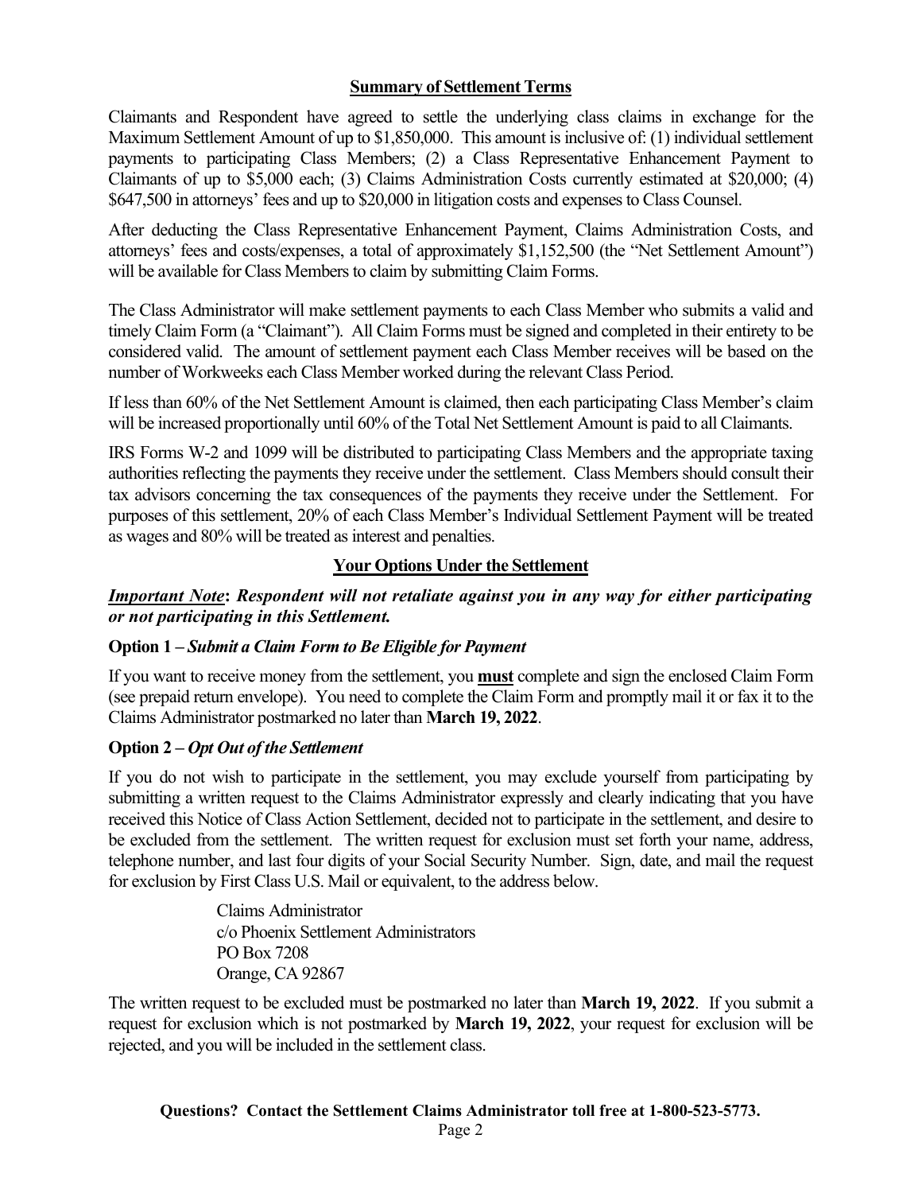## Summary of Settlement Terms

Claimants and Respondent have agreed to settle the underlying class claims in exchange for the Maximum Settlement Amount of up to $1,850,000. This amount is inclusive of: (1) individual settlement payments to participating Class Members; (2) a Class Representative Enhancement Payment to Claimants of up to $5,000 each; (3) Claims Administration Costs currently estimated at $20,000; (4) $647,500 in attorneys' fees and up to $20,000 in litigation costs and expenses to Class Counsel.

After deducting the Class Representative Enhancement Payment, Claims Administration Costs, and attorneys' fees and costs/expenses, a total of approximately $1,152,500 (the "Net Settlement Amount") will be available for Class Members to claim by submitting Claim Forms.

The Class Administrator will make settlement payments to each Class Member who submits a valid and timely Claim Form (a "Claimant"). All Claim Forms must be signed and completed in their entirety to be considered valid. The amount of settlement payment each Class Member receives will be based on the number of Workweeks each Class Member worked during the relevant Class Period.

If less than 60% of the Net Settlement Amount is claimed, then each participating Class Member's claim will be increased proportionally until 60% of the Total Net Settlement Amount is paid to all Claimants.

IRS Forms W-2 and 1099 will be distributed to participating Class Members and the appropriate taxing authorities reflecting the payments they receive under the settlement. Class Members should consult their tax advisors concerning the tax consequences of the payments they receive under the Settlement. For purposes of this settlement, 20% of each Class Member's Individual Settlement Payment will be treated as wages and 80% will be treated as interest and penalties.

## Your Options Under the Settlement

***Important Note*: *Respondent will not retaliate against you in any way for either participating or not participating in this Settlement.***

**Option 1 – *Submit a Claim Form to Be Eligible for Payment***

If you want to receive money from the settlement, you **must** complete and sign the enclosed Claim Form (see prepaid return envelope). You need to complete the Claim Form and promptly mail it or fax it to the Claims Administrator postmarked no later than **March 19, 2022**.

**Option 2 – *Opt Out of the Settlement***

If you do not wish to participate in the settlement, you may exclude yourself from participating by submitting a written request to the Claims Administrator expressly and clearly indicating that you have received this Notice of Class Action Settlement, decided not to participate in the settlement, and desire to be excluded from the settlement. The written request for exclusion must set forth your name, address, telephone number, and last four digits of your Social Security Number. Sign, date, and mail the request for exclusion by First Class U.S. Mail or equivalent, to the address below.

Claims Administrator
c/o Phoenix Settlement Administrators
PO Box 7208
Orange, CA 92867

The written request to be excluded must be postmarked no later than **March 19, 2022**. If you submit a request for exclusion which is not postmarked by **March 19, 2022**, your request for exclusion will be rejected, and you will be included in the settlement class.

**Questions? Contact the Settlement Claims Administrator toll free at 1-800-523-5773.**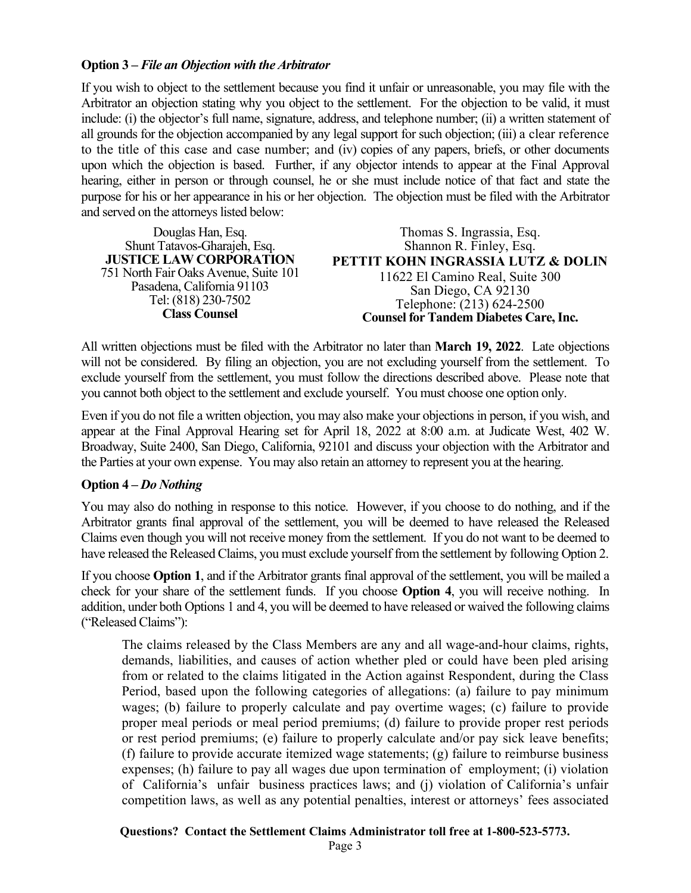**Option 3 –** ***File an Objection with the Arbitrator***

If you wish to object to the settlement because you find it unfair or unreasonable, you may file with the Arbitrator an objection stating why you object to the settlement. For the objection to be valid, it must include: (i) the objector's full name, signature, address, and telephone number; (ii) a written statement of all grounds for the objection accompanied by any legal support for such objection; (iii) a clear reference to the title of this case and case number; and (iv) copies of any papers, briefs, or other documents upon which the objection is based. Further, if any objector intends to appear at the Final Approval hearing, either in person or through counsel, he or she must include notice of that fact and state the purpose for his or her appearance in his or her objection. The objection must be filed with the Arbitrator and served on the attorneys listed below:

Douglas Han, Esq.
Shunt Tatavos-Gharajeh, Esq.
**JUSTICE LAW CORPORATION**
751 North Fair Oaks Avenue, Suite 101
Pasadena, California 91103
Tel: (818) 230-7502
**Class Counsel**

Thomas S. Ingrassia, Esq.
Shannon R. Finley, Esq.
**PETTIT KOHN INGRASSIA LUTZ & DOLIN**
11622 El Camino Real, Suite 300
San Diego, CA 92130
Telephone: (213) 624-2500
**Counsel for Tandem Diabetes Care, Inc.**

All written objections must be filed with the Arbitrator no later than **March 19, 2022**. Late objections will not be considered. By filing an objection, you are not excluding yourself from the settlement. To exclude yourself from the settlement, you must follow the directions described above. Please note that you cannot both object to the settlement and exclude yourself. You must choose one option only.

Even if you do not file a written objection, you may also make your objections in person, if you wish, and appear at the Final Approval Hearing set for April 18, 2022 at 8:00 a.m. at Judicate West, 402 W. Broadway, Suite 2400, San Diego, California, 92101 and discuss your objection with the Arbitrator and the Parties at your own expense. You may also retain an attorney to represent you at the hearing.

**Option 4 –** ***Do Nothing***

You may also do nothing in response to this notice. However, if you choose to do nothing, and if the Arbitrator grants final approval of the settlement, you will be deemed to have released the Released Claims even though you will not receive money from the settlement. If you do not want to be deemed to have released the Released Claims, you must exclude yourself from the settlement by following Option 2.

If you choose **Option 1**, and if the Arbitrator grants final approval of the settlement, you will be mailed a check for your share of the settlement funds. If you choose **Option 4**, you will receive nothing. In addition, under both Options 1 and 4, you will be deemed to have released or waived the following claims ("Released Claims"):

> The claims released by the Class Members are any and all wage-and-hour claims, rights, demands, liabilities, and causes of action whether pled or could have been pled arising from or related to the claims litigated in the Action against Respondent, during the Class Period, based upon the following categories of allegations: (a) failure to pay minimum wages; (b) failure to properly calculate and pay overtime wages; (c) failure to provide proper meal periods or meal period premiums; (d) failure to provide proper rest periods or rest period premiums; (e) failure to properly calculate and/or pay sick leave benefits; (f) failure to provide accurate itemized wage statements; (g) failure to reimburse business expenses; (h) failure to pay all wages due upon termination of employment; (i) violation of California's unfair business practices laws; and (j) violation of California's unfair competition laws, as well as any potential penalties, interest or attorneys' fees associated

**Questions? Contact the Settlement Claims Administrator toll free at 1-800-523-5773.**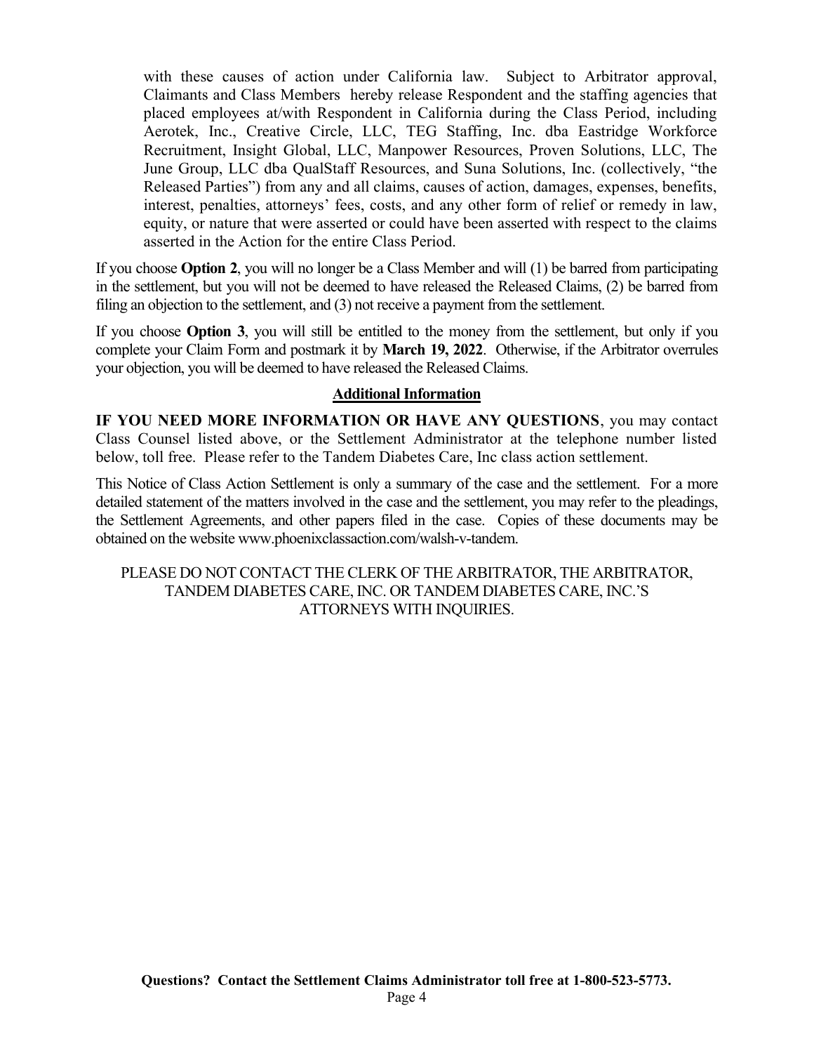with these causes of action under California law. Subject to Arbitrator approval, Claimants and Class Members hereby release Respondent and the staffing agencies that placed employees at/with Respondent in California during the Class Period, including Aerotek, Inc., Creative Circle, LLC, TEG Staffing, Inc. dba Eastridge Workforce Recruitment, Insight Global, LLC, Manpower Resources, Proven Solutions, LLC, The June Group, LLC dba QualStaff Resources, and Suna Solutions, Inc. (collectively, "the Released Parties") from any and all claims, causes of action, damages, expenses, benefits, interest, penalties, attorneys' fees, costs, and any other form of relief or remedy in law, equity, or nature that were asserted or could have been asserted with respect to the claims asserted in the Action for the entire Class Period.

If you choose **Option 2**, you will no longer be a Class Member and will (1) be barred from participating in the settlement, but you will not be deemed to have released the Released Claims, (2) be barred from filing an objection to the settlement, and (3) not receive a payment from the settlement.

If you choose **Option 3**, you will still be entitled to the money from the settlement, but only if you complete your Claim Form and postmark it by **March 19, 2022**. Otherwise, if the Arbitrator overrules your objection, you will be deemed to have released the Released Claims.

## Additional Information

**IF YOU NEED MORE INFORMATION OR HAVE ANY QUESTIONS**, you may contact Class Counsel listed above, or the Settlement Administrator at the telephone number listed below, toll free. Please refer to the Tandem Diabetes Care, Inc class action settlement.

This Notice of Class Action Settlement is only a summary of the case and the settlement. For a more detailed statement of the matters involved in the case and the settlement, you may refer to the pleadings, the Settlement Agreements, and other papers filed in the case. Copies of these documents may be obtained on the website www.phoenixclassaction.com/walsh-v-tandem.

PLEASE DO NOT CONTACT THE CLERK OF THE ARBITRATOR, THE ARBITRATOR, TANDEM DIABETES CARE, INC. OR TANDEM DIABETES CARE, INC.'S ATTORNEYS WITH INQUIRIES.

**Questions? Contact the Settlement Claims Administrator toll free at 1-800-523-5773.**